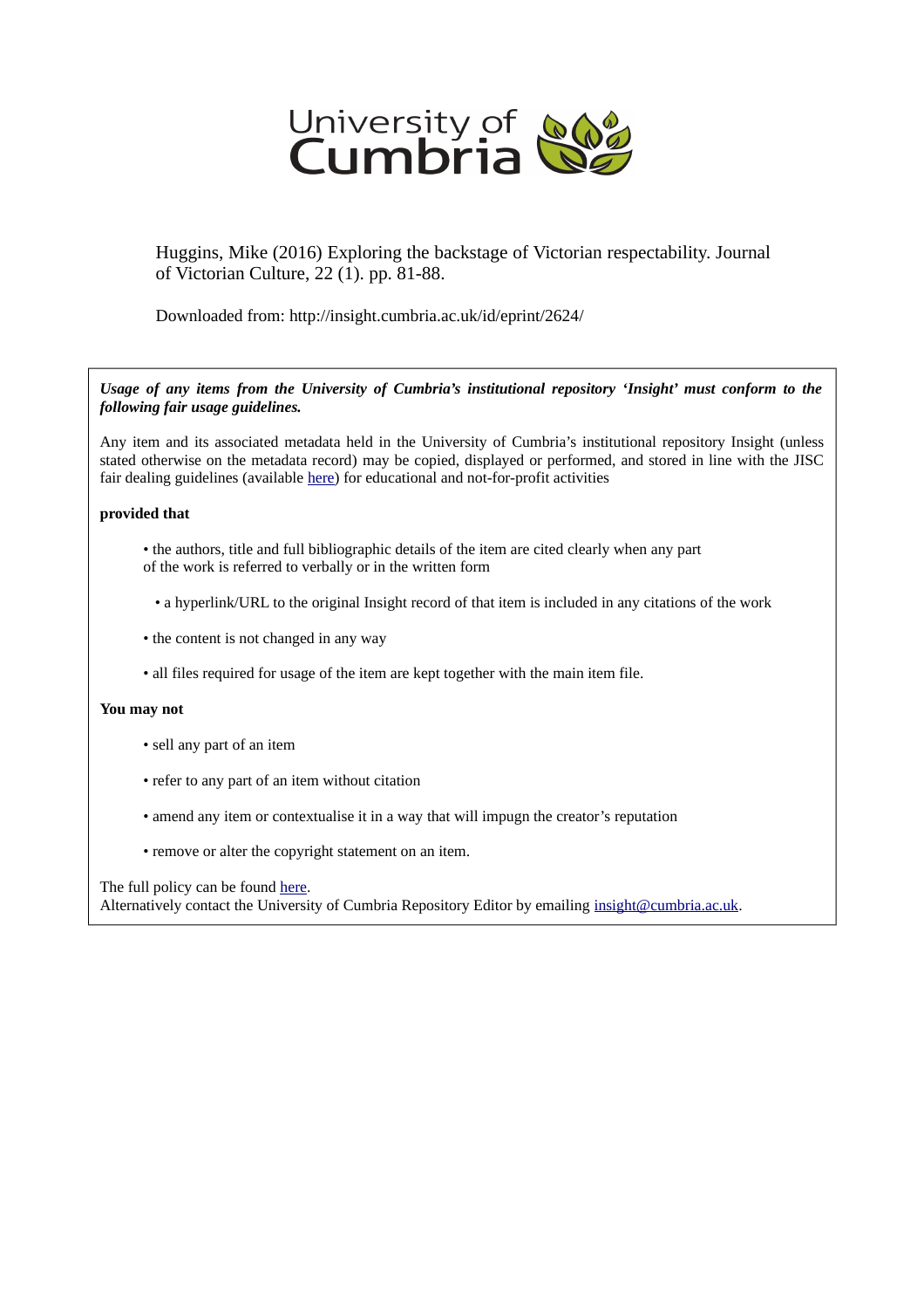University of Cumbria

Huggins, Mike (2016) Exploring the backstage of Victorian respectability. Journal of Victorian Culture, 22 (1). pp. 81-88.

Downloaded from: http://insight.cumbria.ac.uk/id/eprint/2624/

***Usage of any items from the University of Cumbria's institutional repository 'Insight' must conform to the following fair usage guidelines.***

Any item and its associated metadata held in the University of Cumbria's institutional repository Insight (unless stated otherwise on the metadata record) may be copied, displayed or performed, and stored in line with the JISC fair dealing guidelines (available here) for educational and not-for-profit activities

**provided that**

- the authors, title and full bibliographic details of the item are cited clearly when any part of the work is referred to verbally or in the written form
- a hyperlink/URL to the original Insight record of that item is included in any citations of the work
- the content is not changed in any way
- all files required for usage of the item are kept together with the main item file.

**You may not**

- sell any part of an item
- refer to any part of an item without citation
- amend any item or contextualise it in a way that will impugn the creator's reputation
- remove or alter the copyright statement on an item.

The full policy can be found here.
Alternatively contact the University of Cumbria Repository Editor by emailing insight@cumbria.ac.uk.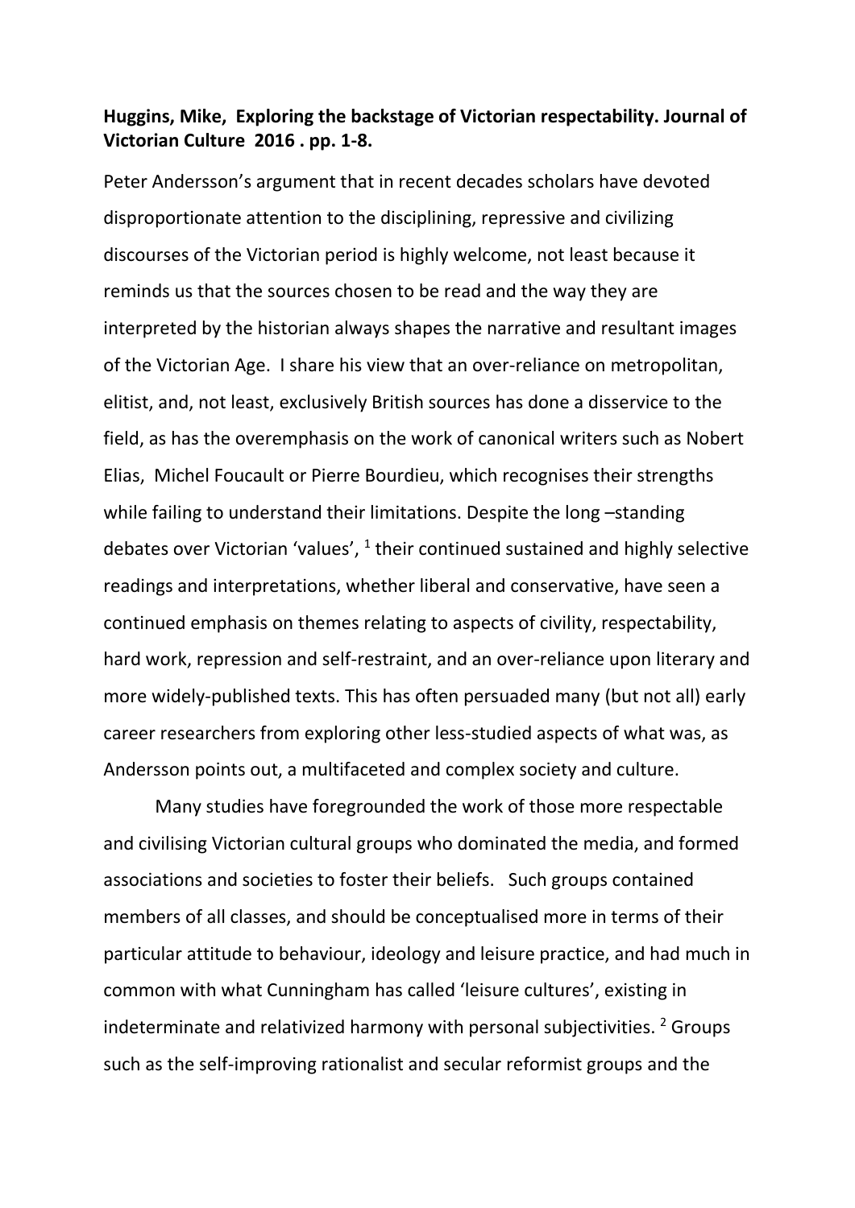**Huggins, Mike, Exploring the backstage of Victorian respectability. Journal of Victorian Culture 2016 . pp. 1-8.**

Peter Andersson's argument that in recent decades scholars have devoted disproportionate attention to the disciplining, repressive and civilizing discourses of the Victorian period is highly welcome, not least because it reminds us that the sources chosen to be read and the way they are interpreted by the historian always shapes the narrative and resultant images of the Victorian Age. I share his view that an over-reliance on metropolitan, elitist, and, not least, exclusively British sources has done a disservice to the field, as has the overemphasis on the work of canonical writers such as Nobert Elias, Michel Foucault or Pierre Bourdieu, which recognises their strengths while failing to understand their limitations. Despite the long –standing debates over Victorian 'values', [1] their continued sustained and highly selective readings and interpretations, whether liberal and conservative, have seen a continued emphasis on themes relating to aspects of civility, respectability, hard work, repression and self-restraint, and an over-reliance upon literary and more widely-published texts. This has often persuaded many (but not all) early career researchers from exploring other less-studied aspects of what was, as Andersson points out, a multifaceted and complex society and culture.

Many studies have foregrounded the work of those more respectable and civilising Victorian cultural groups who dominated the media, and formed associations and societies to foster their beliefs. Such groups contained members of all classes, and should be conceptualised more in terms of their particular attitude to behaviour, ideology and leisure practice, and had much in common with what Cunningham has called 'leisure cultures', existing in indeterminate and relativized harmony with personal subjectivities. [2] Groups such as the self-improving rationalist and secular reformist groups and the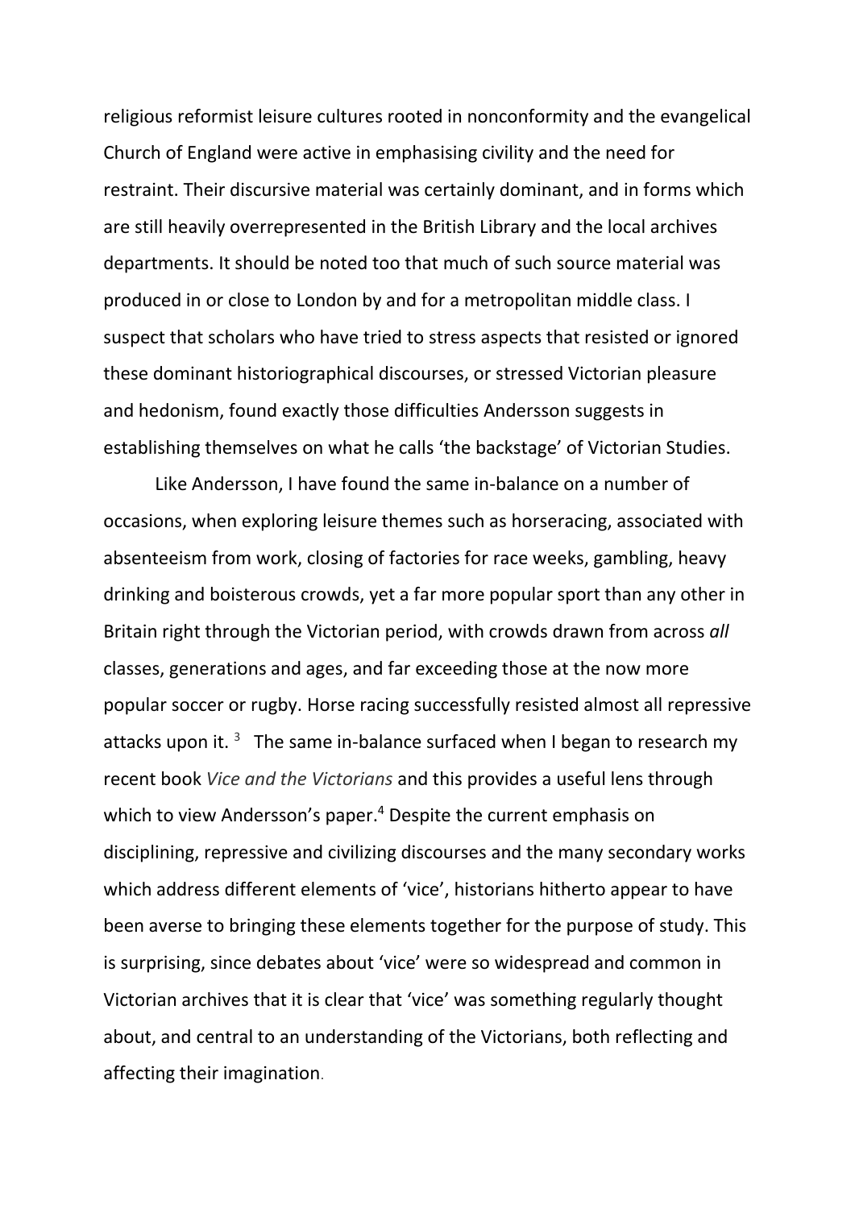religious reformist leisure cultures rooted in nonconformity and the evangelical Church of England were active in emphasising civility and the need for restraint. Their discursive material was certainly dominant, and in forms which are still heavily overrepresented in the British Library and the local archives departments. It should be noted too that much of such source material was produced in or close to London by and for a metropolitan middle class. I suspect that scholars who have tried to stress aspects that resisted or ignored these dominant historiographical discourses, or stressed Victorian pleasure and hedonism, found exactly those difficulties Andersson suggests in establishing themselves on what he calls 'the backstage' of Victorian Studies.

Like Andersson, I have found the same in-balance on a number of occasions, when exploring leisure themes such as horseracing, associated with absenteeism from work, closing of factories for race weeks, gambling, heavy drinking and boisterous crowds, yet a far more popular sport than any other in Britain right through the Victorian period, with crowds drawn from across *all* classes, generations and ages, and far exceeding those at the now more popular soccer or rugby. Horse racing successfully resisted almost all repressive attacks upon it. [3] The same in-balance surfaced when I began to research my recent book *Vice and the Victorians* and this provides a useful lens through which to view Andersson's paper.[4] Despite the current emphasis on disciplining, repressive and civilizing discourses and the many secondary works which address different elements of 'vice', historians hitherto appear to have been averse to bringing these elements together for the purpose of study. This is surprising, since debates about 'vice' were so widespread and common in Victorian archives that it is clear that 'vice' was something regularly thought about, and central to an understanding of the Victorians, both reflecting and affecting their imagination.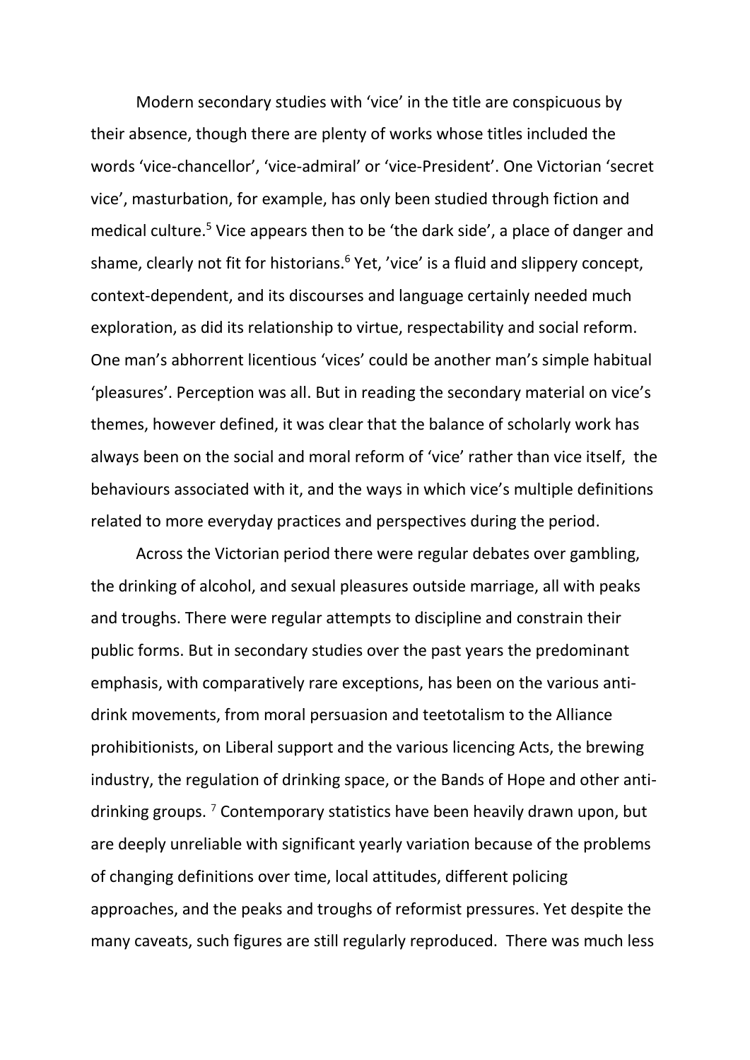Modern secondary studies with 'vice' in the title are conspicuous by their absence, though there are plenty of works whose titles included the words 'vice-chancellor', 'vice-admiral' or 'vice-President'. One Victorian 'secret vice', masturbation, for example, has only been studied through fiction and medical culture.[5] Vice appears then to be 'the dark side', a place of danger and shame, clearly not fit for historians.[6] Yet, 'vice' is a fluid and slippery concept, context-dependent, and its discourses and language certainly needed much exploration, as did its relationship to virtue, respectability and social reform. One man's abhorrent licentious 'vices' could be another man's simple habitual 'pleasures'. Perception was all. But in reading the secondary material on vice's themes, however defined, it was clear that the balance of scholarly work has always been on the social and moral reform of 'vice' rather than vice itself, the behaviours associated with it, and the ways in which vice's multiple definitions related to more everyday practices and perspectives during the period.

Across the Victorian period there were regular debates over gambling, the drinking of alcohol, and sexual pleasures outside marriage, all with peaks and troughs. There were regular attempts to discipline and constrain their public forms. But in secondary studies over the past years the predominant emphasis, with comparatively rare exceptions, has been on the various anti-drink movements, from moral persuasion and teetotalism to the Alliance prohibitionists, on Liberal support and the various licencing Acts, the brewing industry, the regulation of drinking space, or the Bands of Hope and other anti-drinking groups. [7] Contemporary statistics have been heavily drawn upon, but are deeply unreliable with significant yearly variation because of the problems of changing definitions over time, local attitudes, different policing approaches, and the peaks and troughs of reformist pressures. Yet despite the many caveats, such figures are still regularly reproduced. There was much less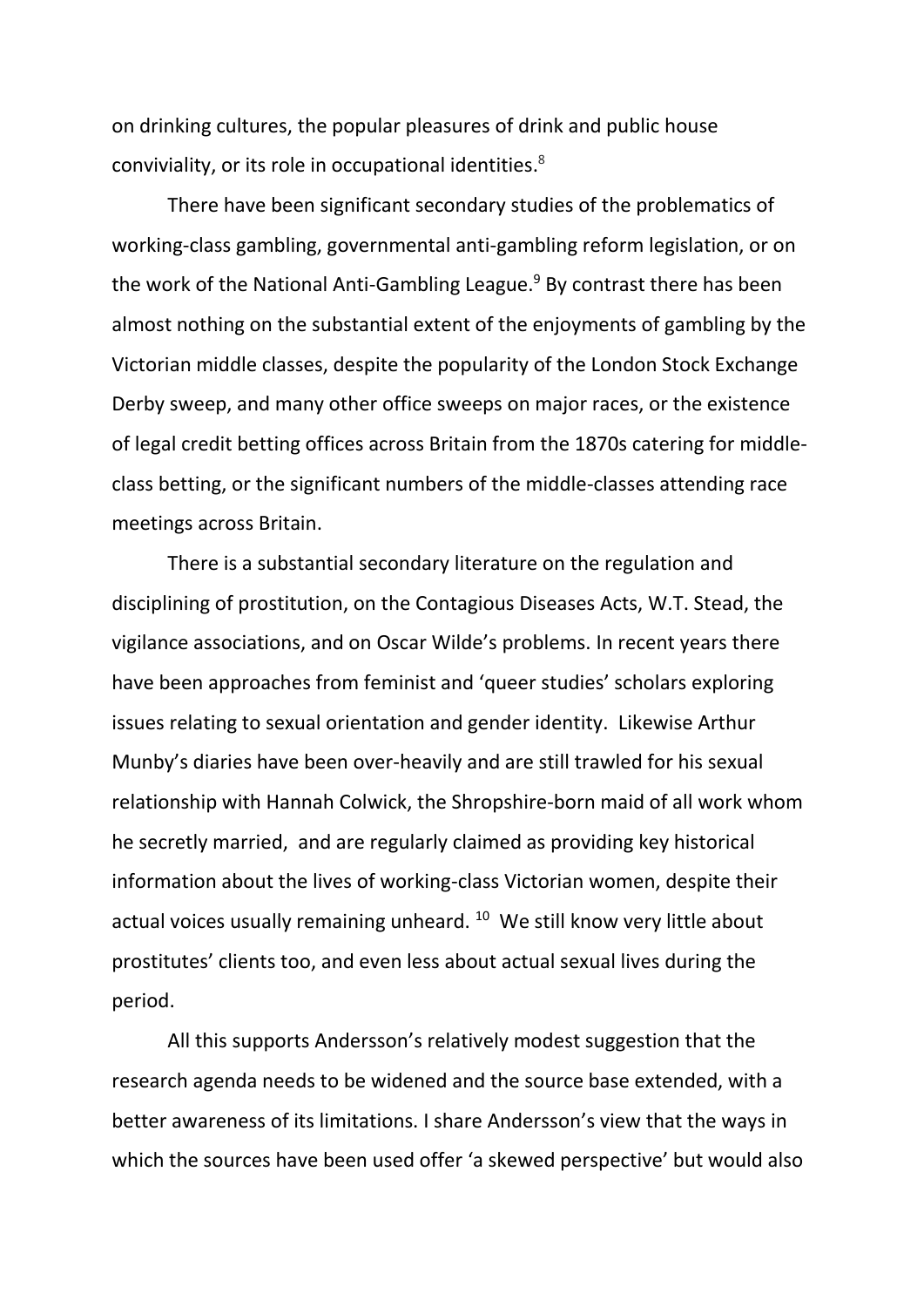on drinking cultures, the popular pleasures of drink and public house conviviality, or its role in occupational identities.[8]

There have been significant secondary studies of the problematics of working-class gambling, governmental anti-gambling reform legislation, or on the work of the National Anti-Gambling League.[9] By contrast there has been almost nothing on the substantial extent of the enjoyments of gambling by the Victorian middle classes, despite the popularity of the London Stock Exchange Derby sweep, and many other office sweeps on major races, or the existence of legal credit betting offices across Britain from the 1870s catering for middle-class betting, or the significant numbers of the middle-classes attending race meetings across Britain.

There is a substantial secondary literature on the regulation and disciplining of prostitution, on the Contagious Diseases Acts, W.T. Stead, the vigilance associations, and on Oscar Wilde's problems. In recent years there have been approaches from feminist and 'queer studies' scholars exploring issues relating to sexual orientation and gender identity. Likewise Arthur Munby's diaries have been over-heavily and are still trawled for his sexual relationship with Hannah Colwick, the Shropshire-born maid of all work whom he secretly married, and are regularly claimed as providing key historical information about the lives of working-class Victorian women, despite their actual voices usually remaining unheard. [10] We still know very little about prostitutes' clients too, and even less about actual sexual lives during the period.

All this supports Andersson's relatively modest suggestion that the research agenda needs to be widened and the source base extended, with a better awareness of its limitations. I share Andersson's view that the ways in which the sources have been used offer 'a skewed perspective' but would also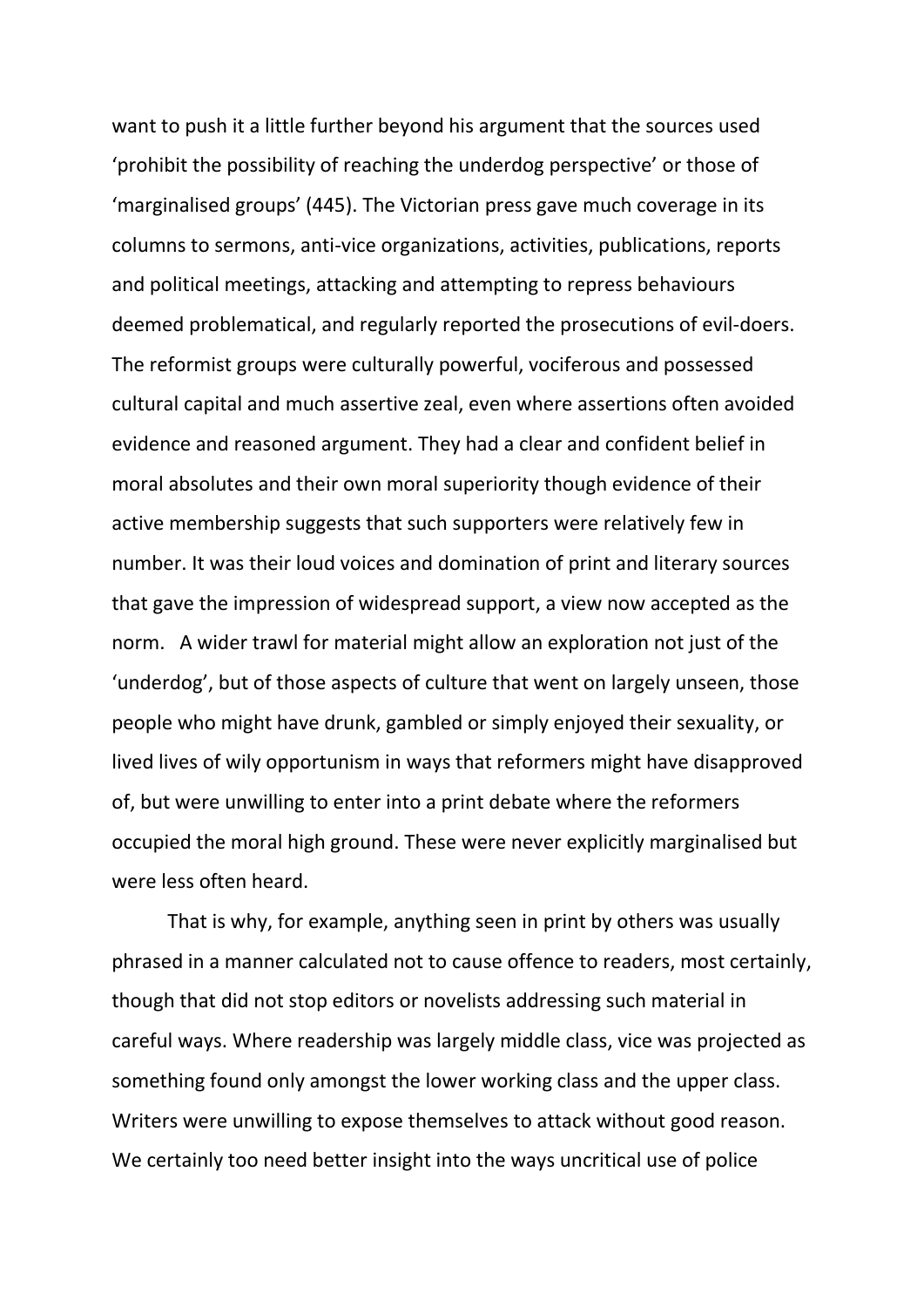want to push it a little further beyond his argument that the sources used 'prohibit the possibility of reaching the underdog perspective' or those of 'marginalised groups' (445). The Victorian press gave much coverage in its columns to sermons, anti-vice organizations, activities, publications, reports and political meetings, attacking and attempting to repress behaviours deemed problematical, and regularly reported the prosecutions of evil-doers. The reformist groups were culturally powerful, vociferous and possessed cultural capital and much assertive zeal, even where assertions often avoided evidence and reasoned argument. They had a clear and confident belief in moral absolutes and their own moral superiority though evidence of their active membership suggests that such supporters were relatively few in number. It was their loud voices and domination of print and literary sources that gave the impression of widespread support, a view now accepted as the norm. A wider trawl for material might allow an exploration not just of the 'underdog', but of those aspects of culture that went on largely unseen, those people who might have drunk, gambled or simply enjoyed their sexuality, or lived lives of wily opportunism in ways that reformers might have disapproved of, but were unwilling to enter into a print debate where the reformers occupied the moral high ground. These were never explicitly marginalised but were less often heard.

That is why, for example, anything seen in print by others was usually phrased in a manner calculated not to cause offence to readers, most certainly, though that did not stop editors or novelists addressing such material in careful ways. Where readership was largely middle class, vice was projected as something found only amongst the lower working class and the upper class. Writers were unwilling to expose themselves to attack without good reason. We certainly too need better insight into the ways uncritical use of police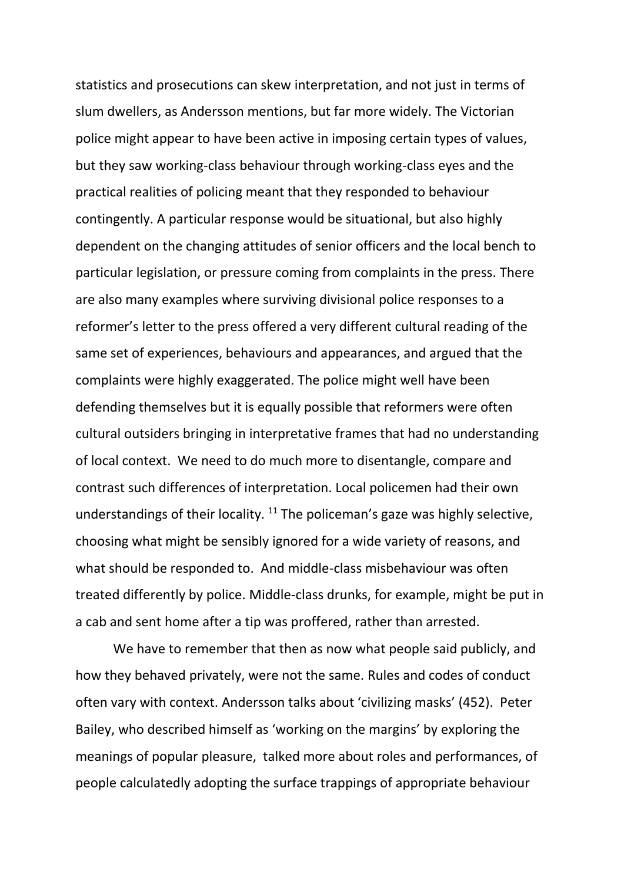statistics and prosecutions can skew interpretation, and not just in terms of slum dwellers, as Andersson mentions, but far more widely. The Victorian police might appear to have been active in imposing certain types of values, but they saw working-class behaviour through working-class eyes and the practical realities of policing meant that they responded to behaviour contingently. A particular response would be situational, but also highly dependent on the changing attitudes of senior officers and the local bench to particular legislation, or pressure coming from complaints in the press. There are also many examples where surviving divisional police responses to a reformer's letter to the press offered a very different cultural reading of the same set of experiences, behaviours and appearances, and argued that the complaints were highly exaggerated. The police might well have been defending themselves but it is equally possible that reformers were often cultural outsiders bringing in interpretative frames that had no understanding of local context. We need to do much more to disentangle, compare and contrast such differences of interpretation. Local policemen had their own understandings of their locality. [11] The policeman's gaze was highly selective, choosing what might be sensibly ignored for a wide variety of reasons, and what should be responded to. And middle-class misbehaviour was often treated differently by police. Middle-class drunks, for example, might be put in a cab and sent home after a tip was proffered, rather than arrested.

We have to remember that then as now what people said publicly, and how they behaved privately, were not the same. Rules and codes of conduct often vary with context. Andersson talks about 'civilizing masks' (452). Peter Bailey, who described himself as 'working on the margins' by exploring the meanings of popular pleasure, talked more about roles and performances, of people calculatedly adopting the surface trappings of appropriate behaviour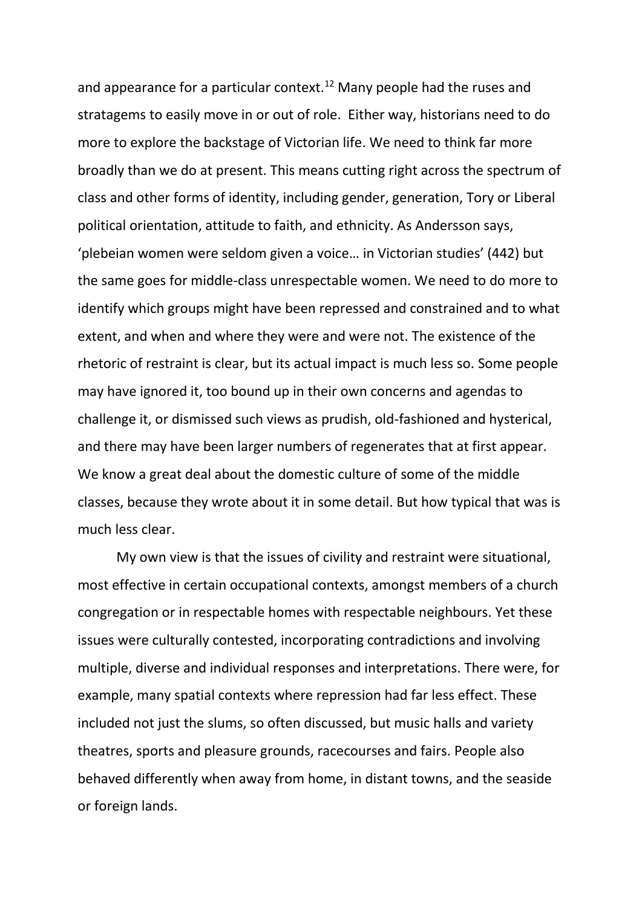and appearance for a particular context.[12] Many people had the ruses and stratagems to easily move in or out of role. Either way, historians need to do more to explore the backstage of Victorian life. We need to think far more broadly than we do at present. This means cutting right across the spectrum of class and other forms of identity, including gender, generation, Tory or Liberal political orientation, attitude to faith, and ethnicity. As Andersson says, 'plebeian women were seldom given a voice… in Victorian studies' (442) but the same goes for middle-class unrespectable women. We need to do more to identify which groups might have been repressed and constrained and to what extent, and when and where they were and were not. The existence of the rhetoric of restraint is clear, but its actual impact is much less so. Some people may have ignored it, too bound up in their own concerns and agendas to challenge it, or dismissed such views as prudish, old-fashioned and hysterical, and there may have been larger numbers of regenerates that at first appear. We know a great deal about the domestic culture of some of the middle classes, because they wrote about it in some detail. But how typical that was is much less clear.

My own view is that the issues of civility and restraint were situational, most effective in certain occupational contexts, amongst members of a church congregation or in respectable homes with respectable neighbours. Yet these issues were culturally contested, incorporating contradictions and involving multiple, diverse and individual responses and interpretations. There were, for example, many spatial contexts where repression had far less effect. These included not just the slums, so often discussed, but music halls and variety theatres, sports and pleasure grounds, racecourses and fairs. People also behaved differently when away from home, in distant towns, and the seaside or foreign lands.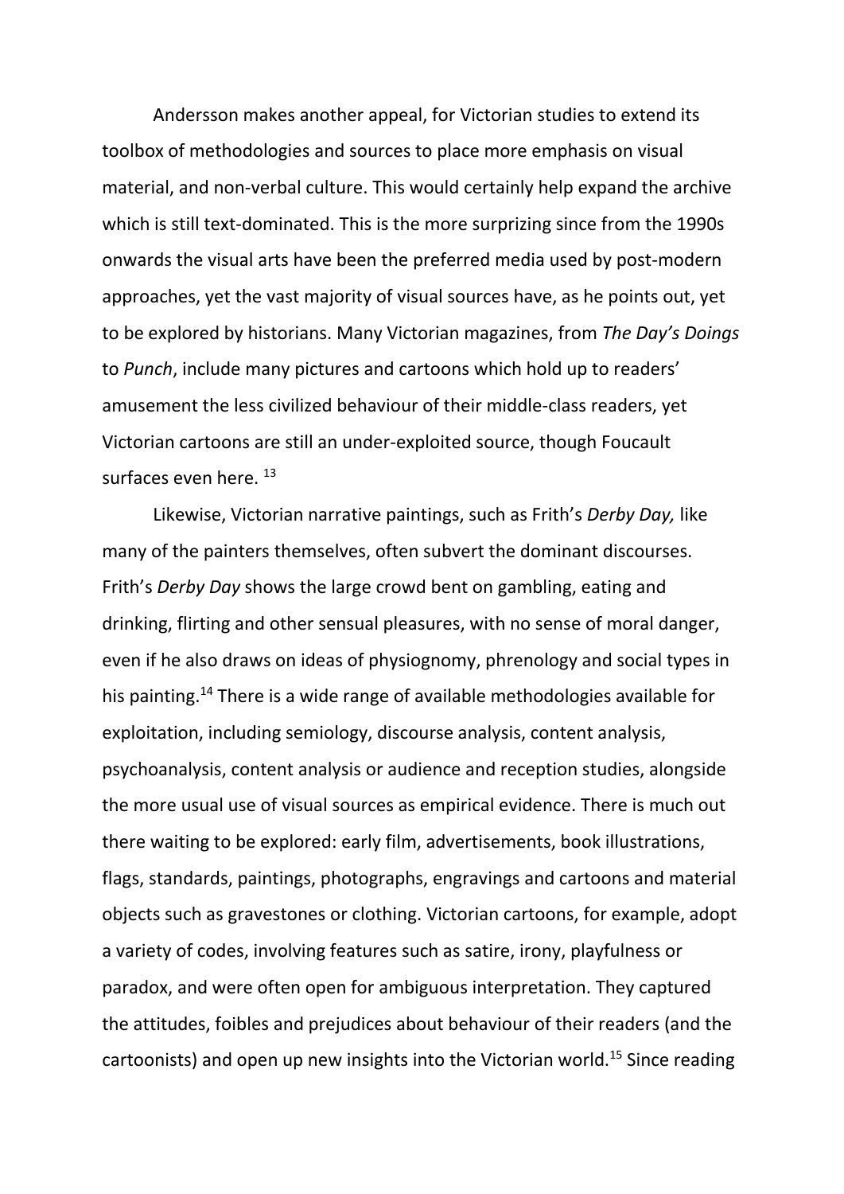Andersson makes another appeal, for Victorian studies to extend its toolbox of methodologies and sources to place more emphasis on visual material, and non-verbal culture. This would certainly help expand the archive which is still text-dominated. This is the more surprizing since from the 1990s onwards the visual arts have been the preferred media used by post-modern approaches, yet the vast majority of visual sources have, as he points out, yet to be explored by historians. Many Victorian magazines, from *The Day's Doings* to *Punch*, include many pictures and cartoons which hold up to readers' amusement the less civilized behaviour of their middle-class readers, yet Victorian cartoons are still an under-exploited source, though Foucault surfaces even here. [13]

Likewise, Victorian narrative paintings, such as Frith's *Derby Day,* like many of the painters themselves, often subvert the dominant discourses. Frith's *Derby Day* shows the large crowd bent on gambling, eating and drinking, flirting and other sensual pleasures, with no sense of moral danger, even if he also draws on ideas of physiognomy, phrenology and social types in his painting.[14] There is a wide range of available methodologies available for exploitation, including semiology, discourse analysis, content analysis, psychoanalysis, content analysis or audience and reception studies, alongside the more usual use of visual sources as empirical evidence. There is much out there waiting to be explored: early film, advertisements, book illustrations, flags, standards, paintings, photographs, engravings and cartoons and material objects such as gravestones or clothing. Victorian cartoons, for example, adopt a variety of codes, involving features such as satire, irony, playfulness or paradox, and were often open for ambiguous interpretation. They captured the attitudes, foibles and prejudices about behaviour of their readers (and the cartoonists) and open up new insights into the Victorian world.[15] Since reading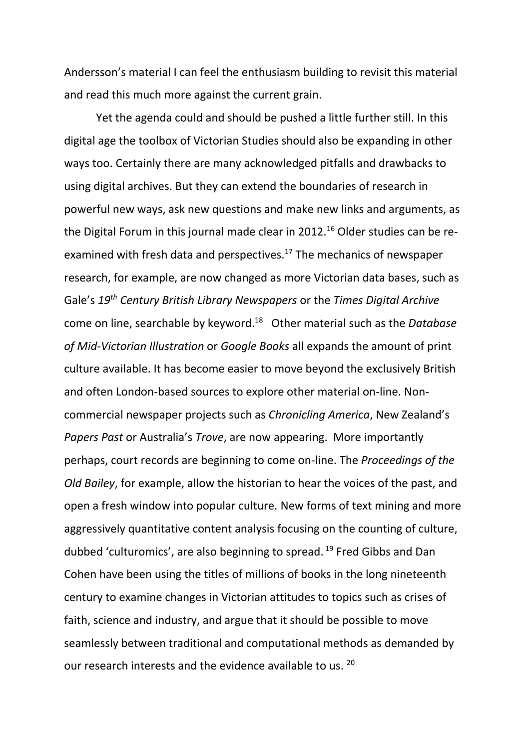Andersson's material I can feel the enthusiasm building to revisit this material and read this much more against the current grain.

Yet the agenda could and should be pushed a little further still. In this digital age the toolbox of Victorian Studies should also be expanding in other ways too. Certainly there are many acknowledged pitfalls and drawbacks to using digital archives. But they can extend the boundaries of research in powerful new ways, ask new questions and make new links and arguments, as the Digital Forum in this journal made clear in 2012.[16] Older studies can be re-examined with fresh data and perspectives.[17] The mechanics of newspaper research, for example, are now changed as more Victorian data bases, such as Gale's *19th Century British Library Newspapers* or the *Times Digital Archive* come on line, searchable by keyword.[18] Other material such as the *Database of Mid-Victorian Illustration* or *Google Books* all expands the amount of print culture available. It has become easier to move beyond the exclusively British and often London-based sources to explore other material on-line. Non-commercial newspaper projects such as *Chronicling America*, New Zealand's *Papers Past* or Australia's *Trove*, are now appearing. More importantly perhaps, court records are beginning to come on-line. The *Proceedings of the Old Bailey*, for example, allow the historian to hear the voices of the past, and open a fresh window into popular culture. New forms of text mining and more aggressively quantitative content analysis focusing on the counting of culture, dubbed 'culturomics', are also beginning to spread.[19] Fred Gibbs and Dan Cohen have been using the titles of millions of books in the long nineteenth century to examine changes in Victorian attitudes to topics such as crises of faith, science and industry, and argue that it should be possible to move seamlessly between traditional and computational methods as demanded by our research interests and the evidence available to us.[20]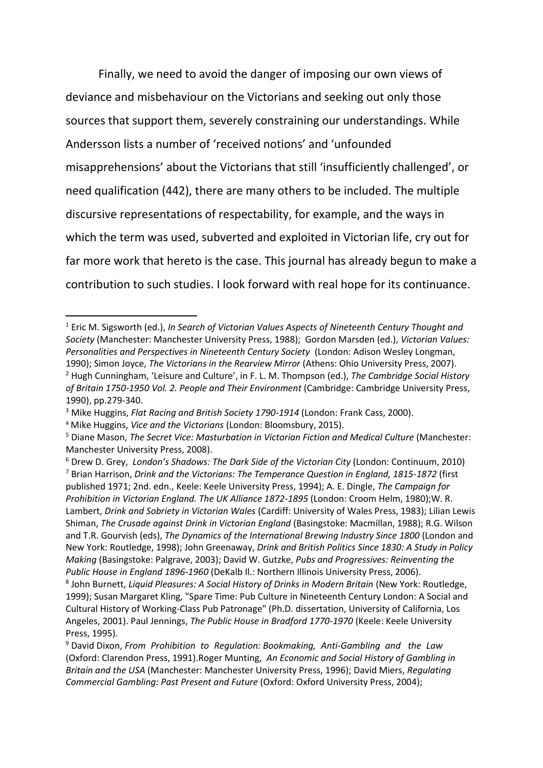Finally, we need to avoid the danger of imposing our own views of deviance and misbehaviour on the Victorians and seeking out only those sources that support them, severely constraining our understandings. While Andersson lists a number of 'received notions' and 'unfounded misapprehensions' about the Victorians that still 'insufficiently challenged', or need qualification (442), there are many others to be included. The multiple discursive representations of respectability, for example, and the ways in which the term was used, subverted and exploited in Victorian life, cry out for far more work that hereto is the case. This journal has already begun to make a contribution to such studies. I look forward with real hope for its continuance.

---

[1] Eric M. Sigsworth (ed.), *In Search of Victorian Values Aspects of Nineteenth Century Thought and Society* (Manchester: Manchester University Press, 1988); Gordon Marsden (ed.), *Victorian Values: Personalities and Perspectives in Nineteenth Century Society* (London: Adison Wesley Longman, 1990); Simon Joyce, *The Victorians in the Rearview Mirror* (Athens: Ohio University Press, 2007).

[2] Hugh Cunningham, 'Leisure and Culture', in F. L. M. Thompson (ed.), *The Cambridge Social History of Britain 1750-1950 Vol. 2. People and Their Environment* (Cambridge: Cambridge University Press, 1990), pp.279-340.

[3] Mike Huggins, *Flat Racing and British Society 1790-1914* (London: Frank Cass, 2000).

[4] Mike Huggins, *Vice and the Victorians* (London: Bloomsbury, 2015).

[5] Diane Mason, *The Secret Vice: Masturbation in Victorian Fiction and Medical Culture* (Manchester: Manchester University Press, 2008).

[6] Drew D. Grey, *London's Shadows: The Dark Side of the Victorian City* (London: Continuum, 2010)

[7] Brian Harrison, *Drink and the Victorians: The Temperance Question in England, 1815-1872* (first published 1971; 2nd. edn., Keele: Keele University Press, 1994); A. E. Dingle, *The Campaign for Prohibition in Victorian England. The UK Alliance 1872-1895* (London: Croom Helm, 1980);W. R. Lambert, *Drink and Sobriety in Victorian Wales* (Cardiff: University of Wales Press, 1983); Lilian Lewis Shiman, *The Crusade against Drink in Victorian England* (Basingstoke: Macmillan, 1988); R.G. Wilson and T.R. Gourvish (eds), *The Dynamics of the International Brewing Industry Since 1800* (London and New York: Routledge, 1998); John Greenaway, *Drink and British Politics Since 1830: A Study in Policy Making* (Basingstoke: Palgrave, 2003); David W. Gutzke, *Pubs and Progressives: Reinventing the Public House in England 1896-1960* (DeKalb Il.: Northern Illinois University Press, 2006).

[8] John Burnett, *Liquid Pleasures: A Social History of Drinks in Modern Britain* (New York: Routledge, 1999); Susan Margaret Kling, "Spare Time: Pub Culture in Nineteenth Century London: A Social and Cultural History of Working-Class Pub Patronage" (Ph.D. dissertation, University of California, Los Angeles, 2001). Paul Jennings, *The Public House in Bradford 1770-1970* (Keele: Keele University Press, 1995).

[9] David Dixon, *From Prohibition to Regulation: Bookmaking, Anti-Gambling and the Law* (Oxford: Clarendon Press, 1991).Roger Munting, *An Economic and Social History of Gambling in Britain and the USA* (Manchester: Manchester University Press, 1996); David Miers, *Regulating Commercial Gambling: Past Present and Future* (Oxford: Oxford University Press, 2004);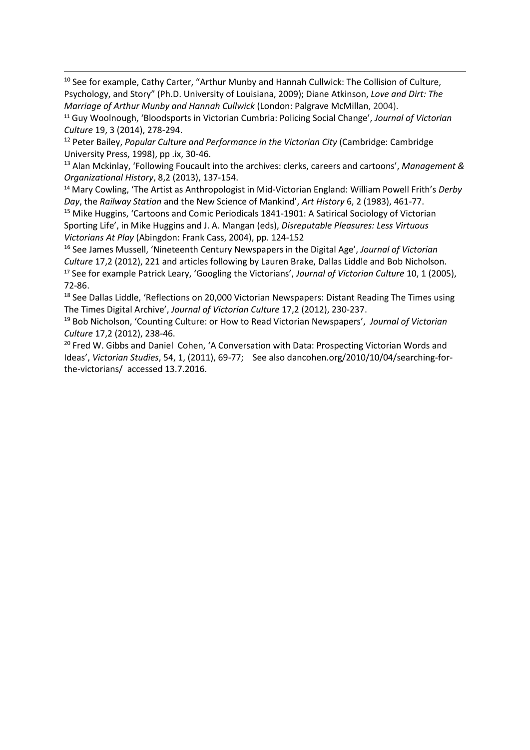[10] See for example, Cathy Carter, "Arthur Munby and Hannah Cullwick: The Collision of Culture, Psychology, and Story" (Ph.D. University of Louisiana, 2009); Diane Atkinson, *Love and Dirt: The Marriage of Arthur Munby and Hannah Cullwick* (London: Palgrave McMillan, 2004).

[11] Guy Woolnough, 'Bloodsports in Victorian Cumbria: Policing Social Change', *Journal of Victorian Culture* 19, 3 (2014), 278-294.

[12] Peter Bailey, *Popular Culture and Performance in the Victorian City* (Cambridge: Cambridge University Press, 1998), pp .ix, 30-46.

[13] Alan Mckinlay, 'Following Foucault into the archives: clerks, careers and cartoons', *Management & Organizational History*, 8,2 (2013), 137-154.

[14] Mary Cowling, 'The Artist as Anthropologist in Mid-Victorian England: William Powell Frith's *Derby Day*, the *Railway Station* and the New Science of Mankind', *Art History* 6, 2 (1983), 461-77.

[15] Mike Huggins, 'Cartoons and Comic Periodicals 1841-1901: A Satirical Sociology of Victorian Sporting Life', in Mike Huggins and J. A. Mangan (eds), *Disreputable Pleasures: Less Virtuous Victorians At Play* (Abingdon: Frank Cass, 2004), pp. 124-152

[16] See James Mussell, 'Nineteenth Century Newspapers in the Digital Age', *Journal of Victorian Culture* 17,2 (2012), 221 and articles following by Lauren Brake, Dallas Liddle and Bob Nicholson.

[17] See for example Patrick Leary, 'Googling the Victorians', *Journal of Victorian Culture* 10, 1 (2005), 72-86.

[18] See Dallas Liddle, 'Reflections on 20,000 Victorian Newspapers: Distant Reading The Times using The Times Digital Archive', *Journal of Victorian Culture* 17,2 (2012), 230-237.

[19] Bob Nicholson, 'Counting Culture: or How to Read Victorian Newspapers', *Journal of Victorian Culture* 17,2 (2012), 238-46.

[20] Fred W. Gibbs and Daniel Cohen, 'A Conversation with Data: Prospecting Victorian Words and Ideas', *Victorian Studies*, 54, 1, (2011), 69-77; See also dancohen.org/2010/10/04/searching-for-the-victorians/ accessed 13.7.2016.